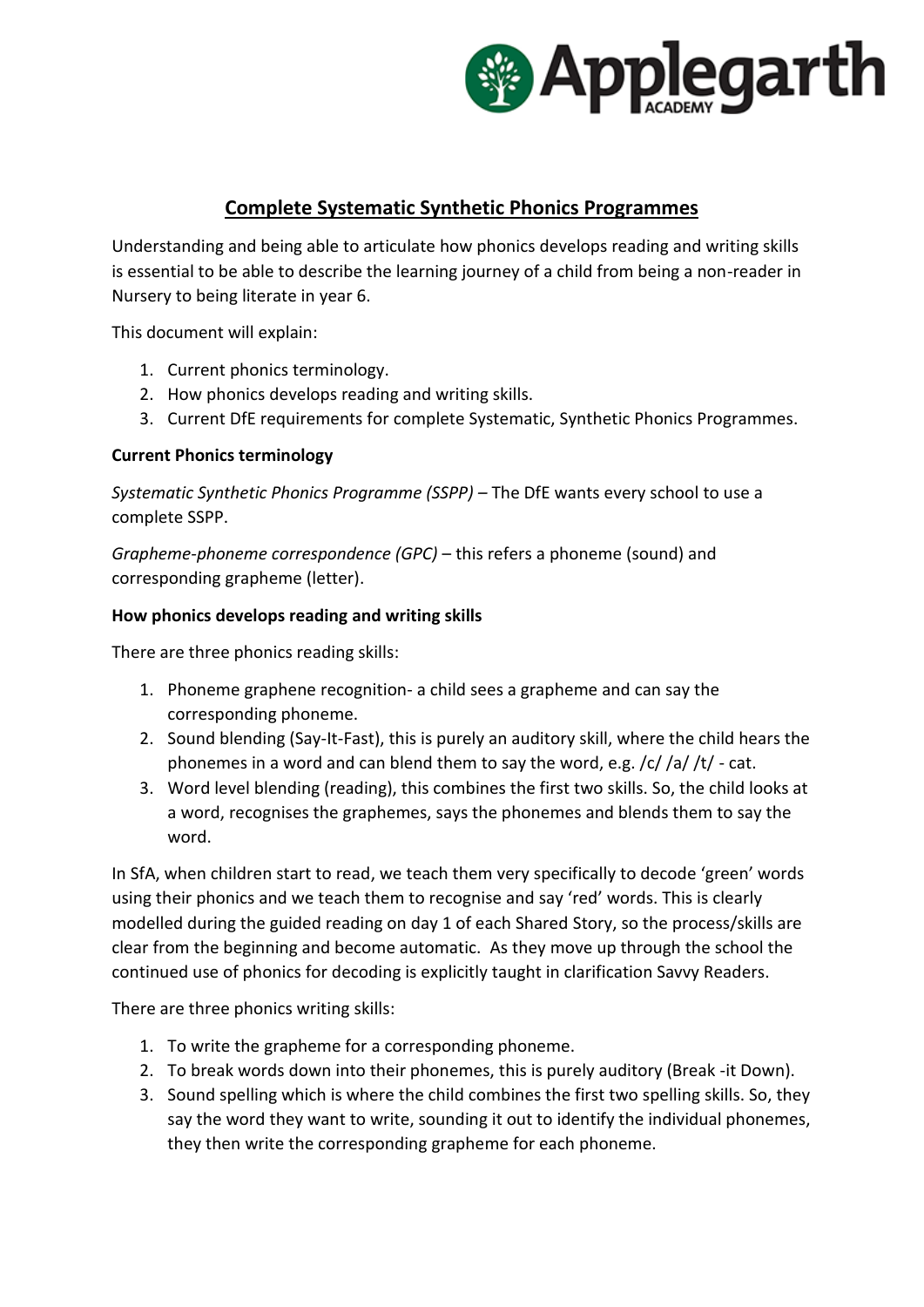# Complete Systematic Synthetic Phonics Programmes

Understanding and being able to articulate how phonics develops reading and writing skills is essential to be able to describe the learning journey of a child from being a non-reader in Nursery to being literate in year 6.

This document will explain:

1. Current phonics terminology.
2. How phonics develops reading and writing skills.
3. Current DfE requirements for complete Systematic, Synthetic Phonics Programmes.

**Current Phonics terminology**

*Systematic Synthetic Phonics Programme (SSPP)* – The DfE wants every school to use a complete SSPP.

*Grapheme-phoneme correspondence (GPC)* – this refers a phoneme (sound) and corresponding grapheme (letter).

**How phonics develops reading and writing skills**

There are three phonics reading skills:

1. Phoneme graphene recognition- a child sees a grapheme and can say the corresponding phoneme.
2. Sound blending (Say-It-Fast), this is purely an auditory skill, where the child hears the phonemes in a word and can blend them to say the word, e.g. /c/ /a/ /t/ - cat.
3. Word level blending (reading), this combines the first two skills. So, the child looks at a word, recognises the graphemes, says the phonemes and blends them to say the word.

In SfA, when children start to read, we teach them very specifically to decode 'green' words using their phonics and we teach them to recognise and say 'red' words. This is clearly modelled during the guided reading on day 1 of each Shared Story, so the process/skills are clear from the beginning and become automatic. As they move up through the school the continued use of phonics for decoding is explicitly taught in clarification Savvy Readers.

There are three phonics writing skills:

1. To write the grapheme for a corresponding phoneme.
2. To break words down into their phonemes, this is purely auditory (Break -it Down).
3. Sound spelling which is where the child combines the first two spelling skills. So, they say the word they want to write, sounding it out to identify the individual phonemes, they then write the corresponding grapheme for each phoneme.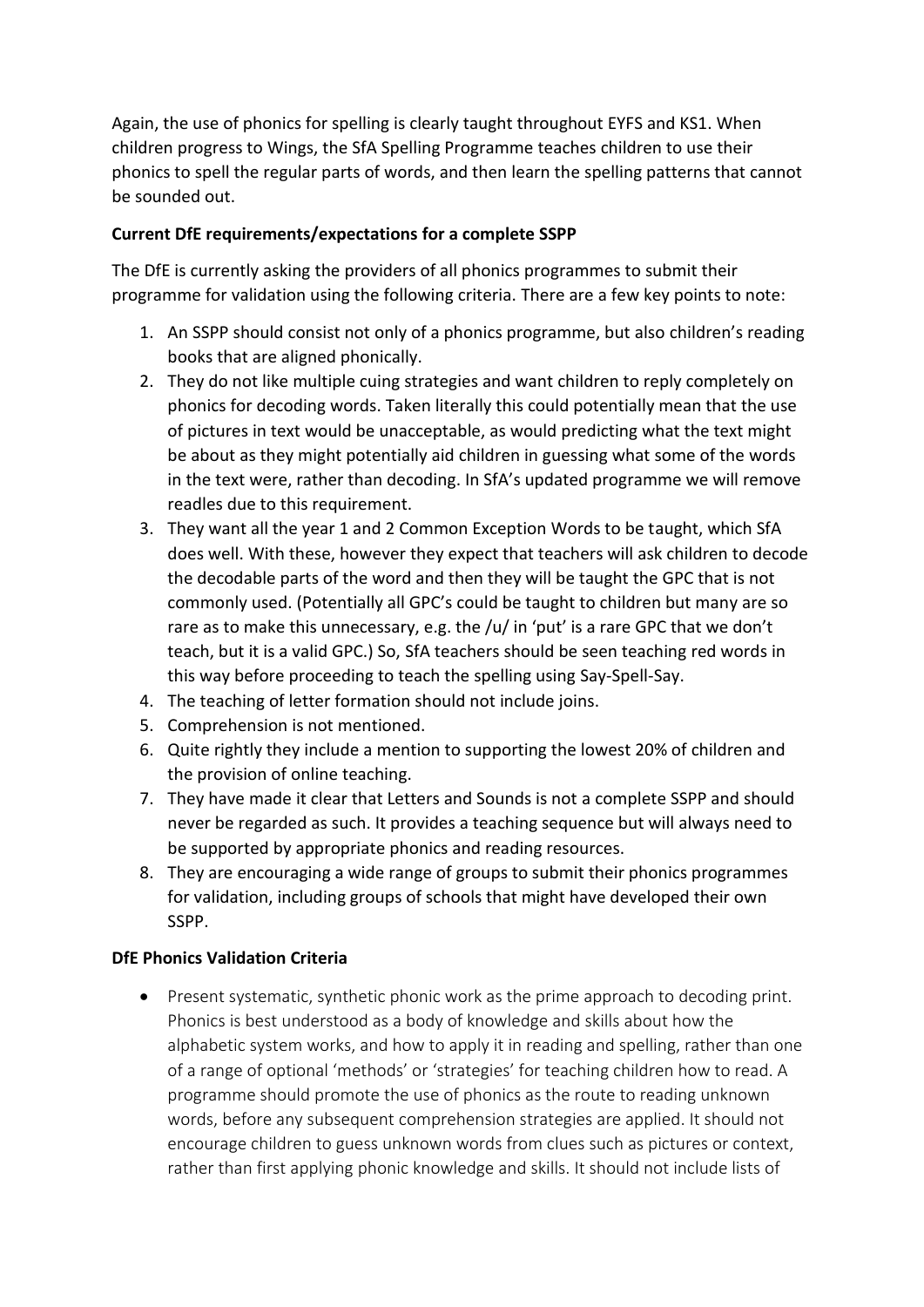Again, the use of phonics for spelling is clearly taught throughout EYFS and KS1. When children progress to Wings, the SfA Spelling Programme teaches children to use their phonics to spell the regular parts of words, and then learn the spelling patterns that cannot be sounded out.

**Current DfE requirements/expectations for a complete SSPP**

The DfE is currently asking the providers of all phonics programmes to submit their programme for validation using the following criteria. There are a few key points to note:

1. An SSPP should consist not only of a phonics programme, but also children's reading books that are aligned phonically.
2. They do not like multiple cuing strategies and want children to reply completely on phonics for decoding words. Taken literally this could potentially mean that the use of pictures in text would be unacceptable, as would predicting what the text might be about as they might potentially aid children in guessing what some of the words in the text were, rather than decoding. In SfA's updated programme we will remove readles due to this requirement.
3. They want all the year 1 and 2 Common Exception Words to be taught, which SfA does well. With these, however they expect that teachers will ask children to decode the decodable parts of the word and then they will be taught the GPC that is not commonly used. (Potentially all GPC's could be taught to children but many are so rare as to make this unnecessary, e.g. the /u/ in 'put' is a rare GPC that we don't teach, but it is a valid GPC.) So, SfA teachers should be seen teaching red words in this way before proceeding to teach the spelling using Say-Spell-Say.
4. The teaching of letter formation should not include joins.
5. Comprehension is not mentioned.
6. Quite rightly they include a mention to supporting the lowest 20% of children and the provision of online teaching.
7. They have made it clear that Letters and Sounds is not a complete SSPP and should never be regarded as such. It provides a teaching sequence but will always need to be supported by appropriate phonics and reading resources.
8. They are encouraging a wide range of groups to submit their phonics programmes for validation, including groups of schools that might have developed their own SSPP.

**DfE Phonics Validation Criteria**

- Present systematic, synthetic phonic work as the prime approach to decoding print. Phonics is best understood as a body of knowledge and skills about how the alphabetic system works, and how to apply it in reading and spelling, rather than one of a range of optional 'methods' or 'strategies' for teaching children how to read. A programme should promote the use of phonics as the route to reading unknown words, before any subsequent comprehension strategies are applied. It should not encourage children to guess unknown words from clues such as pictures or context, rather than first applying phonic knowledge and skills. It should not include lists of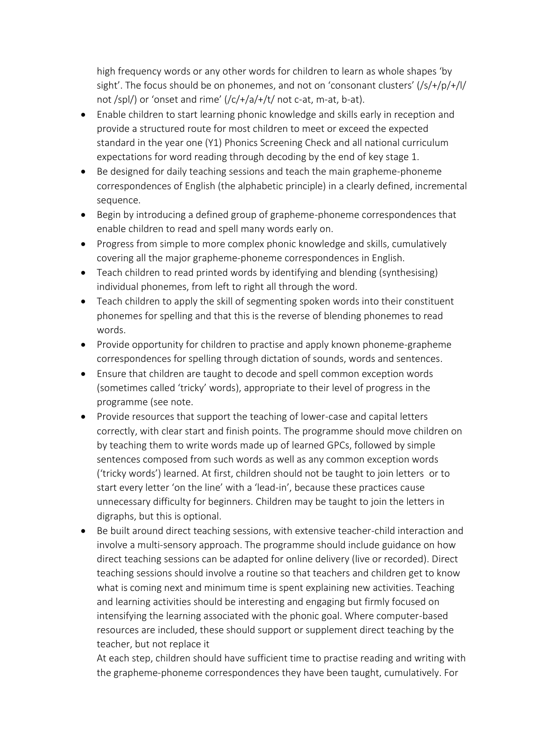high frequency words or any other words for children to learn as whole shapes 'by sight'. The focus should be on phonemes, and not on 'consonant clusters' (/s/+/p/+/l/ not /spl/) or 'onset and rime' (/c/+/a/+/t/ not c-at, m-at, b-at).

- Enable children to start learning phonic knowledge and skills early in reception and provide a structured route for most children to meet or exceed the expected standard in the year one (Y1) Phonics Screening Check and all national curriculum expectations for word reading through decoding by the end of key stage 1.
- Be designed for daily teaching sessions and teach the main grapheme-phoneme correspondences of English (the alphabetic principle) in a clearly defined, incremental sequence.
- Begin by introducing a defined group of grapheme-phoneme correspondences that enable children to read and spell many words early on.
- Progress from simple to more complex phonic knowledge and skills, cumulatively covering all the major grapheme-phoneme correspondences in English.
- Teach children to read printed words by identifying and blending (synthesising) individual phonemes, from left to right all through the word.
- Teach children to apply the skill of segmenting spoken words into their constituent phonemes for spelling and that this is the reverse of blending phonemes to read words.
- Provide opportunity for children to practise and apply known phoneme-grapheme correspondences for spelling through dictation of sounds, words and sentences.
- Ensure that children are taught to decode and spell common exception words (sometimes called 'tricky' words), appropriate to their level of progress in the programme (see note.
- Provide resources that support the teaching of lower-case and capital letters correctly, with clear start and finish points. The programme should move children on by teaching them to write words made up of learned GPCs, followed by simple sentences composed from such words as well as any common exception words ('tricky words') learned. At first, children should not be taught to join letters or to start every letter 'on the line' with a 'lead-in', because these practices cause unnecessary difficulty for beginners. Children may be taught to join the letters in digraphs, but this is optional.
- Be built around direct teaching sessions, with extensive teacher-child interaction and involve a multi-sensory approach. The programme should include guidance on how direct teaching sessions can be adapted for online delivery (live or recorded). Direct teaching sessions should involve a routine so that teachers and children get to know what is coming next and minimum time is spent explaining new activities. Teaching and learning activities should be interesting and engaging but firmly focused on intensifying the learning associated with the phonic goal. Where computer-based resources are included, these should support or supplement direct teaching by the teacher, but not replace it

  At each step, children should have sufficient time to practise reading and writing with the grapheme-phoneme correspondences they have been taught, cumulatively. For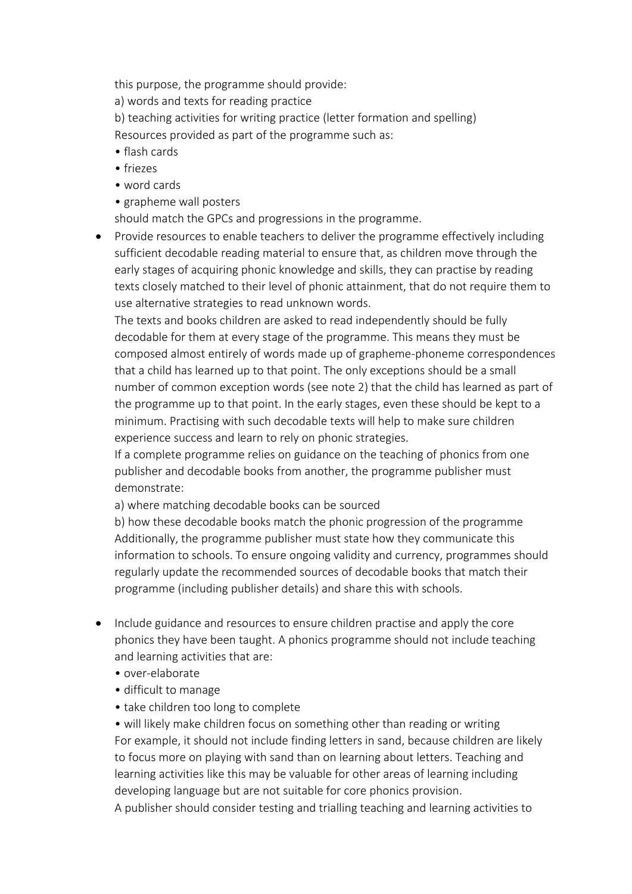this purpose, the programme should provide:

a) words and texts for reading practice

b) teaching activities for writing practice (letter formation and spelling)

Resources provided as part of the programme such as:

- flash cards
- friezes
- word cards
- grapheme wall posters

should match the GPCs and progressions in the programme.

- Provide resources to enable teachers to deliver the programme effectively including sufficient decodable reading material to ensure that, as children move through the early stages of acquiring phonic knowledge and skills, they can practise by reading texts closely matched to their level of phonic attainment, that do not require them to use alternative strategies to read unknown words.

  The texts and books children are asked to read independently should be fully decodable for them at every stage of the programme. This means they must be composed almost entirely of words made up of grapheme-phoneme correspondences that a child has learned up to that point. The only exceptions should be a small number of common exception words (see note 2) that the child has learned as part of the programme up to that point. In the early stages, even these should be kept to a minimum. Practising with such decodable texts will help to make sure children experience success and learn to rely on phonic strategies.

  If a complete programme relies on guidance on the teaching of phonics from one publisher and decodable books from another, the programme publisher must demonstrate:

  a) where matching decodable books can be sourced

  b) how these decodable books match the phonic progression of the programme

  Additionally, the programme publisher must state how they communicate this information to schools. To ensure ongoing validity and currency, programmes should regularly update the recommended sources of decodable books that match their programme (including publisher details) and share this with schools.

- Include guidance and resources to ensure children practise and apply the core phonics they have been taught. A phonics programme should not include teaching and learning activities that are:

  - over-elaborate
  - difficult to manage
  - take children too long to complete
  - will likely make children focus on something other than reading or writing

  For example, it should not include finding letters in sand, because children are likely to focus more on playing with sand than on learning about letters. Teaching and learning activities like this may be valuable for other areas of learning including developing language but are not suitable for core phonics provision.

  A publisher should consider testing and trialling teaching and learning activities to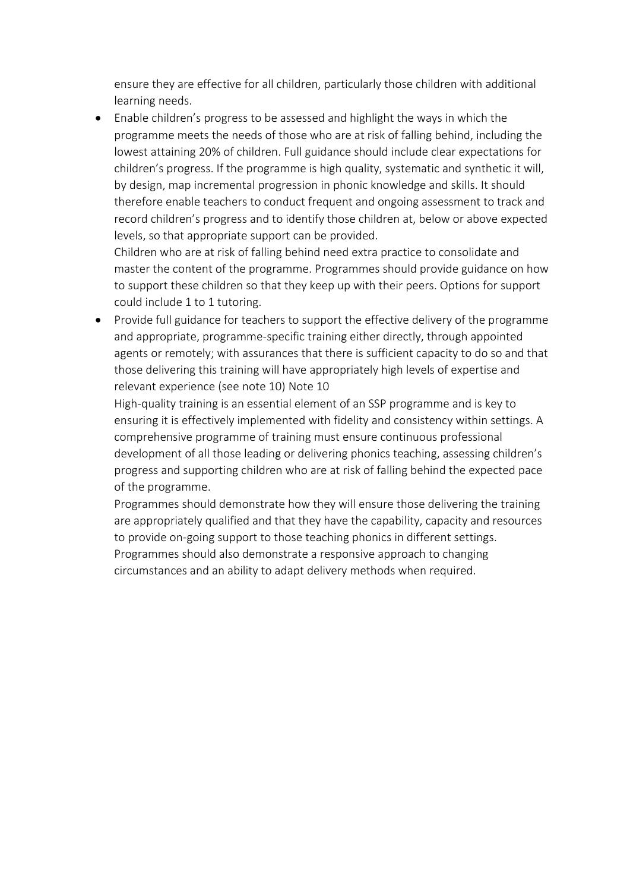ensure they are effective for all children, particularly those children with additional learning needs.

- Enable children's progress to be assessed and highlight the ways in which the programme meets the needs of those who are at risk of falling behind, including the lowest attaining 20% of children. Full guidance should include clear expectations for children's progress. If the programme is high quality, systematic and synthetic it will, by design, map incremental progression in phonic knowledge and skills. It should therefore enable teachers to conduct frequent and ongoing assessment to track and record children's progress and to identify those children at, below or above expected levels, so that appropriate support can be provided.

  Children who are at risk of falling behind need extra practice to consolidate and master the content of the programme. Programmes should provide guidance on how to support these children so that they keep up with their peers. Options for support could include 1 to 1 tutoring.

- Provide full guidance for teachers to support the effective delivery of the programme and appropriate, programme-specific training either directly, through appointed agents or remotely; with assurances that there is sufficient capacity to do so and that those delivering this training will have appropriately high levels of expertise and relevant experience (see note 10) Note 10

  High-quality training is an essential element of an SSP programme and is key to ensuring it is effectively implemented with fidelity and consistency within settings. A comprehensive programme of training must ensure continuous professional development of all those leading or delivering phonics teaching, assessing children's progress and supporting children who are at risk of falling behind the expected pace of the programme.

  Programmes should demonstrate how they will ensure those delivering the training are appropriately qualified and that they have the capability, capacity and resources to provide on-going support to those teaching phonics in different settings. Programmes should also demonstrate a responsive approach to changing circumstances and an ability to adapt delivery methods when required.